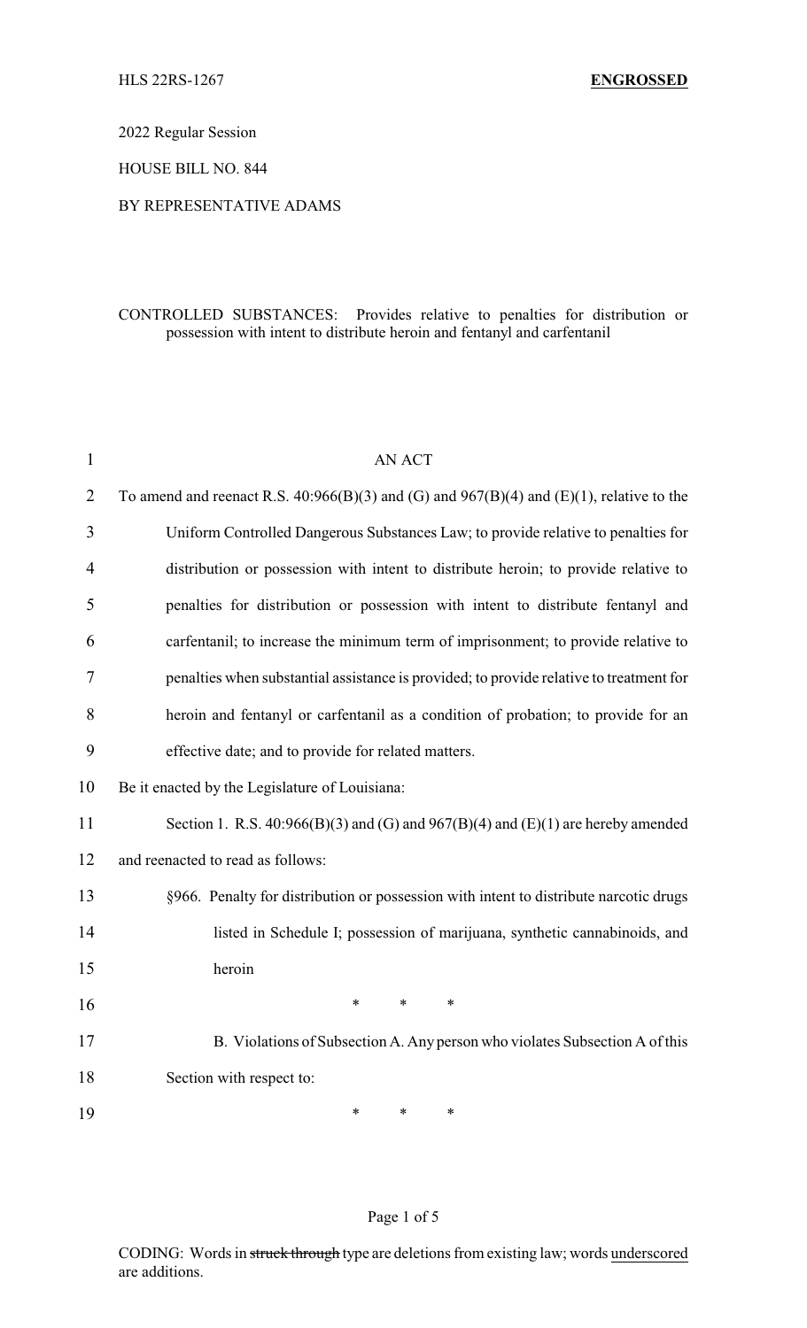HLS 22RS-1267 **ENGROSSED**

2022 Regular Session

HOUSE BILL NO. 844

BY REPRESENTATIVE ADAMS

CONTROLLED SUBSTANCES: Provides relative to penalties for distribution or possession with intent to distribute heroin and fentanyl and carfentanil

AN ACT

To amend and reenact R.S. 40:966(B)(3) and (G) and 967(B)(4) and (E)(1), relative to the Uniform Controlled Dangerous Substances Law; to provide relative to penalties for distribution or possession with intent to distribute heroin; to provide relative to penalties for distribution or possession with intent to distribute fentanyl and carfentanil; to increase the minimum term of imprisonment; to provide relative to penalties when substantial assistance is provided; to provide relative to treatment for heroin and fentanyl or carfentanil as a condition of probation; to provide for an effective date; and to provide for related matters.

Be it enacted by the Legislature of Louisiana:

Section 1. R.S. 40:966(B)(3) and (G) and 967(B)(4) and (E)(1) are hereby amended and reenacted to read as follows:

§966. Penalty for distribution or possession with intent to distribute narcotic drugs listed in Schedule I; possession of marijuana, synthetic cannabinoids, and heroin

\* \* \*

B. Violations of Subsection A. Any person who violates Subsection A of this Section with respect to:

\* \* \*

CODING: Words in ~~struck through~~ type are deletions from existing law; words <u>underscored</u> are additions.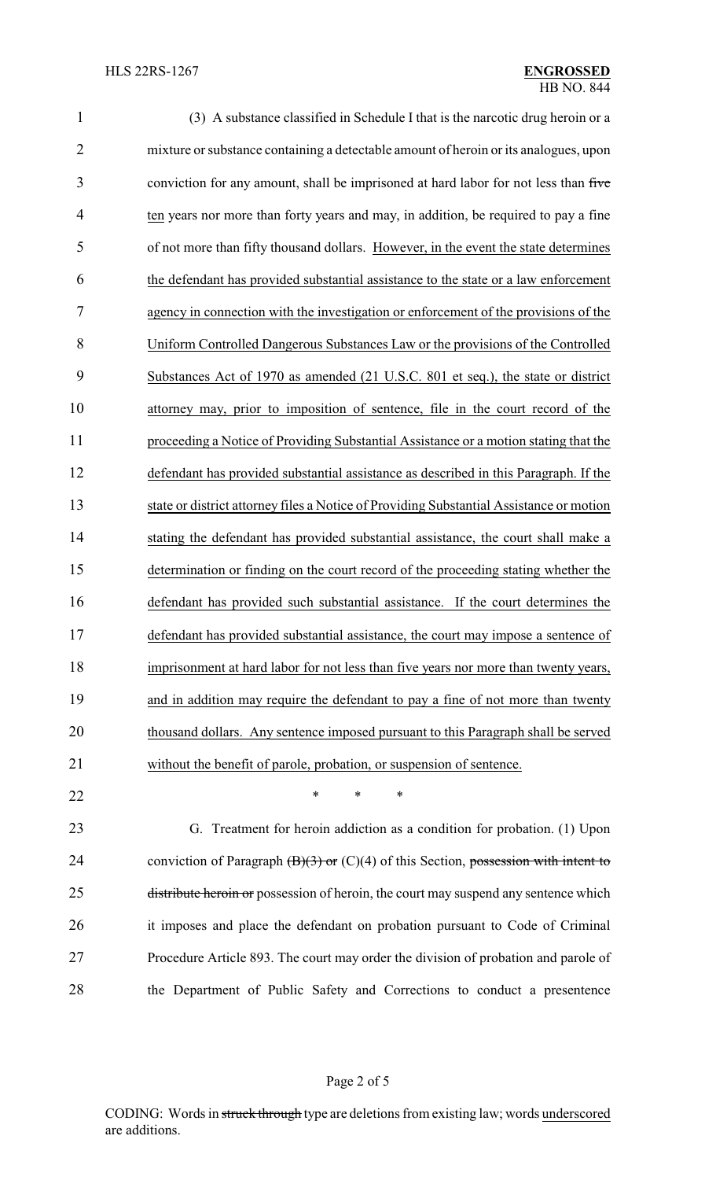(3) A substance classified in Schedule I that is the narcotic drug heroin or a mixture or substance containing a detectable amount of heroin or its analogues, upon conviction for any amount, shall be imprisoned at hard labor for not less than ~~five~~ ten years nor more than forty years and may, in addition, be required to pay a fine of not more than fifty thousand dollars. However, in the event the state determines the defendant has provided substantial assistance to the state or a law enforcement agency in connection with the investigation or enforcement of the provisions of the Uniform Controlled Dangerous Substances Law or the provisions of the Controlled Substances Act of 1970 as amended (21 U.S.C. 801 et seq.), the state or district attorney may, prior to imposition of sentence, file in the court record of the proceeding a Notice of Providing Substantial Assistance or a motion stating that the defendant has provided substantial assistance as described in this Paragraph. If the state or district attorney files a Notice of Providing Substantial Assistance or motion stating the defendant has provided substantial assistance, the court shall make a determination or finding on the court record of the proceeding stating whether the defendant has provided such substantial assistance. If the court determines the defendant has provided substantial assistance, the court may impose a sentence of imprisonment at hard labor for not less than five years nor more than twenty years, and in addition may require the defendant to pay a fine of not more than twenty thousand dollars. Any sentence imposed pursuant to this Paragraph shall be served without the benefit of parole, probation, or suspension of sentence.

\* \* \*

G. Treatment for heroin addiction as a condition for probation. (1) Upon conviction of Paragraph ~~(B)(3) or~~ (C)(4) of this Section, ~~possession with intent to distribute heroin or~~ possession of heroin, the court may suspend any sentence which it imposes and place the defendant on probation pursuant to Code of Criminal Procedure Article 893. The court may order the division of probation and parole of the Department of Public Safety and Corrections to conduct a presentence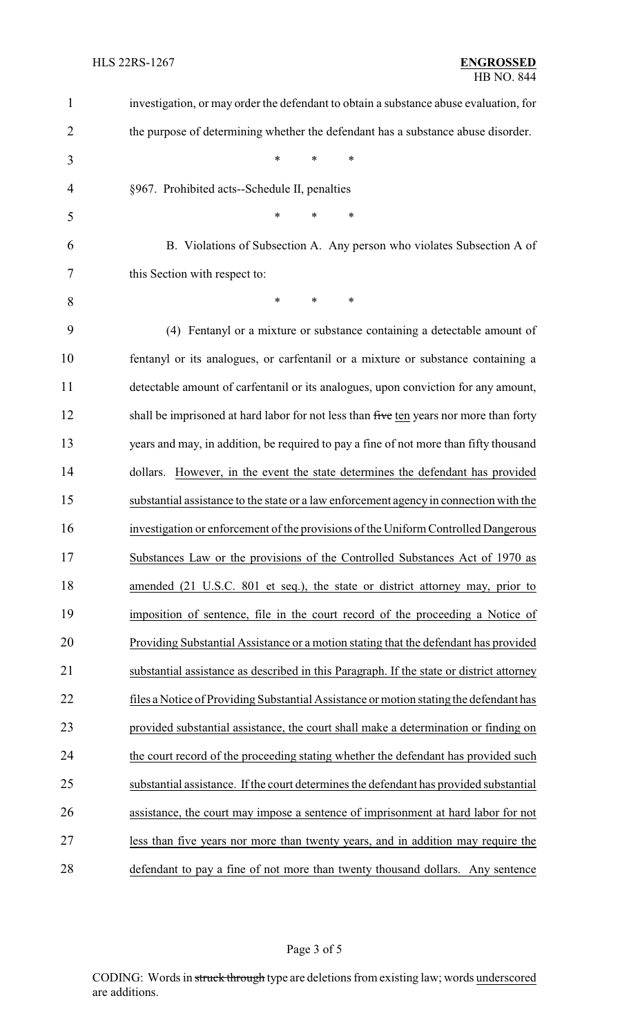investigation, or may order the defendant to obtain a substance abuse evaluation, for the purpose of determining whether the defendant has a substance abuse disorder.

\* \* \*

§967. Prohibited acts--Schedule II, penalties

\* \* \*

B. Violations of Subsection A. Any person who violates Subsection A of this Section with respect to:

\* \* \*

(4) Fentanyl or a mixture or substance containing a detectable amount of fentanyl or its analogues, or carfentanil or a mixture or substance containing a detectable amount of carfentanil or its analogues, upon conviction for any amount, shall be imprisoned at hard labor for not less than ~~five~~ ten years nor more than forty years and may, in addition, be required to pay a fine of not more than fifty thousand dollars. However, in the event the state determines the defendant has provided substantial assistance to the state or a law enforcement agency in connection with the investigation or enforcement of the provisions of the Uniform Controlled Dangerous Substances Law or the provisions of the Controlled Substances Act of 1970 as amended (21 U.S.C. 801 et seq.), the state or district attorney may, prior to imposition of sentence, file in the court record of the proceeding a Notice of Providing Substantial Assistance or a motion stating that the defendant has provided substantial assistance as described in this Paragraph. If the state or district attorney files a Notice of Providing Substantial Assistance or motion stating the defendant has provided substantial assistance, the court shall make a determination or finding on the court record of the proceeding stating whether the defendant has provided such substantial assistance. If the court determines the defendant has provided substantial assistance, the court may impose a sentence of imprisonment at hard labor for not less than five years nor more than twenty years, and in addition may require the defendant to pay a fine of not more than twenty thousand dollars. Any sentence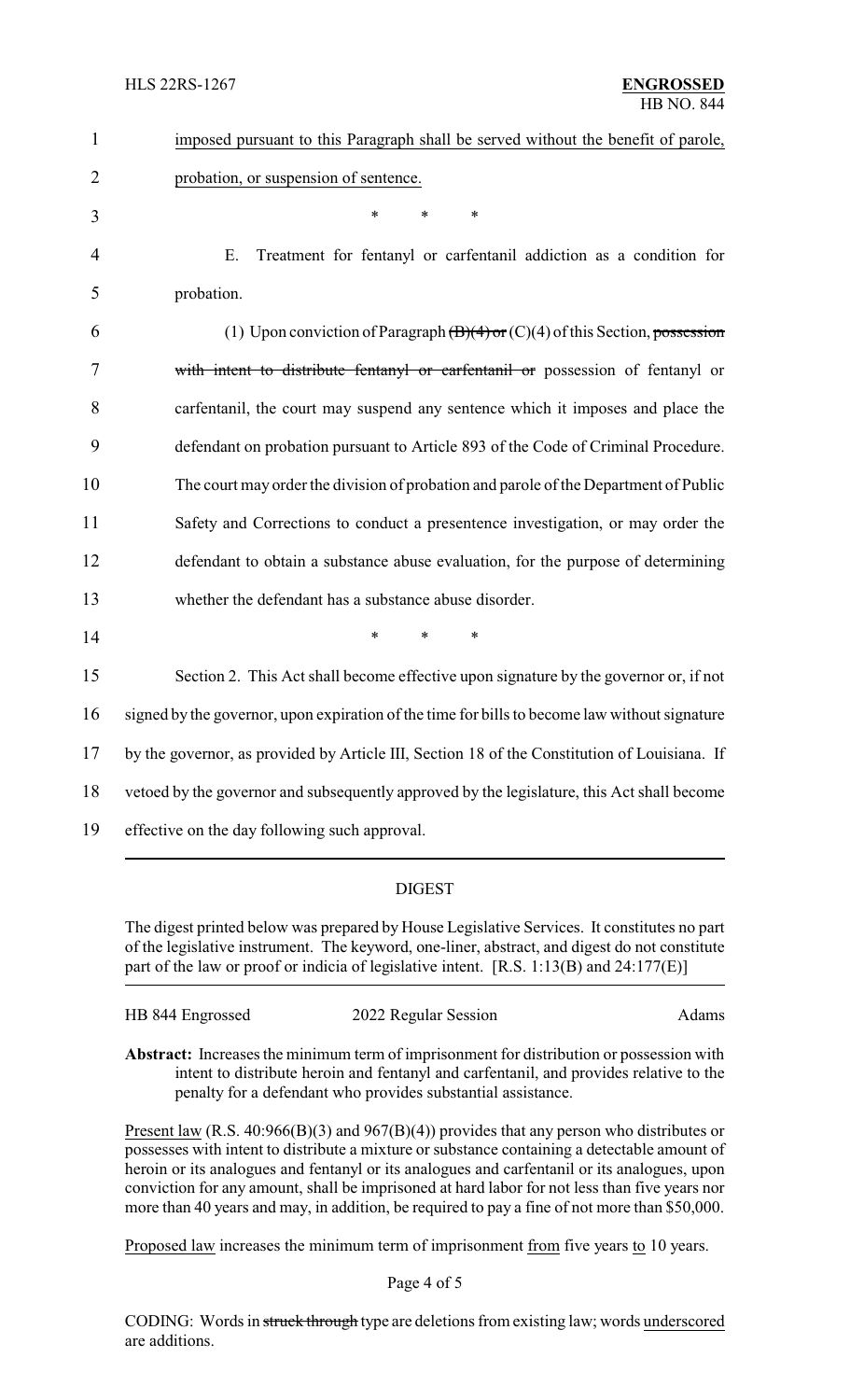imposed pursuant to this Paragraph shall be served without the benefit of parole, probation, or suspension of sentence.

\* \* \*

E. Treatment for fentanyl or carfentanil addiction as a condition for probation.

(1) Upon conviction of Paragraph ~~(B)(4) or~~ (C)(4) of this Section, ~~possession with intent to distribute fentanyl or carfentanil or~~ possession of fentanyl or carfentanil, the court may suspend any sentence which it imposes and place the defendant on probation pursuant to Article 893 of the Code of Criminal Procedure. The court may order the division of probation and parole of the Department of Public Safety and Corrections to conduct a presentence investigation, or may order the defendant to obtain a substance abuse evaluation, for the purpose of determining whether the defendant has a substance abuse disorder.

\* \* \*

Section 2. This Act shall become effective upon signature by the governor or, if not signed by the governor, upon expiration of the time for bills to become law without signature by the governor, as provided by Article III, Section 18 of the Constitution of Louisiana. If vetoed by the governor and subsequently approved by the legislature, this Act shall become effective on the day following such approval.

## DIGEST

The digest printed below was prepared by House Legislative Services. It constitutes no part of the legislative instrument. The keyword, one-liner, abstract, and digest do not constitute part of the law or proof or indicia of legislative intent. [R.S. 1:13(B) and 24:177(E)]

HB 844 Engrossed — 2022 Regular Session — Adams

**Abstract:** Increases the minimum term of imprisonment for distribution or possession with intent to distribute heroin and fentanyl and carfentanil, and provides relative to the penalty for a defendant who provides substantial assistance.

<u>Present law</u> (R.S. 40:966(B)(3) and 967(B)(4)) provides that any person who distributes or possesses with intent to distribute a mixture or substance containing a detectable amount of heroin or its analogues and fentanyl or its analogues and carfentanil or its analogues, upon conviction for any amount, shall be imprisoned at hard labor for not less than five years nor more than 40 years and may, in addition, be required to pay a fine of not more than $50,000.

<u>Proposed law</u> increases the minimum term of imprisonment <u>from</u> five years <u>to</u> 10 years.

CODING: Words in ~~struck through~~ type are deletions from existing law; words <u>underscored</u> are additions.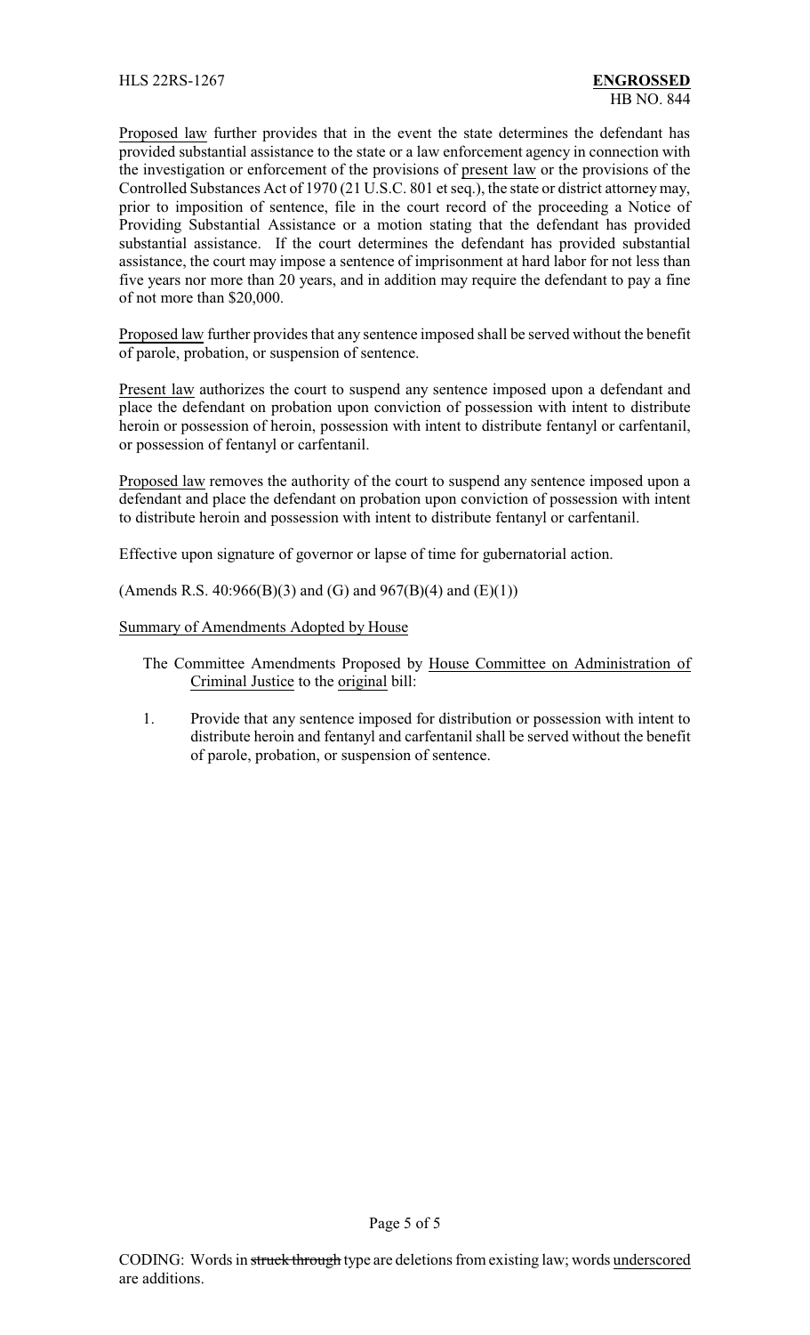Proposed law further provides that in the event the state determines the defendant has provided substantial assistance to the state or a law enforcement agency in connection with the investigation or enforcement of the provisions of present law or the provisions of the Controlled Substances Act of 1970 (21 U.S.C. 801 et seq.), the state or district attorney may, prior to imposition of sentence, file in the court record of the proceeding a Notice of Providing Substantial Assistance or a motion stating that the defendant has provided substantial assistance. If the court determines the defendant has provided substantial assistance, the court may impose a sentence of imprisonment at hard labor for not less than five years nor more than 20 years, and in addition may require the defendant to pay a fine of not more than $20,000.

Proposed law further provides that any sentence imposed shall be served without the benefit of parole, probation, or suspension of sentence.

Present law authorizes the court to suspend any sentence imposed upon a defendant and place the defendant on probation upon conviction of possession with intent to distribute heroin or possession of heroin, possession with intent to distribute fentanyl or carfentanil, or possession of fentanyl or carfentanil.

Proposed law removes the authority of the court to suspend any sentence imposed upon a defendant and place the defendant on probation upon conviction of possession with intent to distribute heroin and possession with intent to distribute fentanyl or carfentanil.

Effective upon signature of governor or lapse of time for gubernatorial action.

(Amends R.S. 40:966(B)(3) and (G) and 967(B)(4) and (E)(1))

Summary of Amendments Adopted by House

The Committee Amendments Proposed by House Committee on Administration of Criminal Justice to the original bill:

1. Provide that any sentence imposed for distribution or possession with intent to distribute heroin and fentanyl and carfentanil shall be served without the benefit of parole, probation, or suspension of sentence.